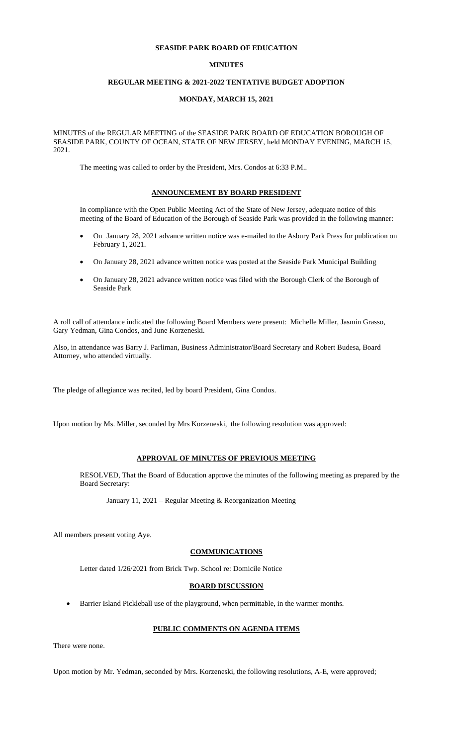**SEASIDE PARK BOARD OF EDUCATION**

**MINUTES**

**REGULAR MEETING & 2021-2022 TENTATIVE BUDGET ADOPTION**

**MONDAY, MARCH 15, 2021**

MINUTES of the REGULAR MEETING of the SEASIDE PARK BOARD OF EDUCATION BOROUGH OF SEASIDE PARK, COUNTY OF OCEAN, STATE OF NEW JERSEY, held MONDAY EVENING, MARCH 15, 2021.

The meeting was called to order by the President, Mrs. Condos at 6:33 P.M..

**ANNOUNCEMENT BY BOARD PRESIDENT**

In compliance with the Open Public Meeting Act of the State of New Jersey, adequate notice of this meeting of the Board of Education of the Borough of Seaside Park was provided in the following manner:

- On January 28, 2021 advance written notice was e-mailed to the Asbury Park Press for publication on February 1, 2021.
- On January 28, 2021 advance written notice was posted at the Seaside Park Municipal Building
- On January 28, 2021 advance written notice was filed with the Borough Clerk of the Borough of Seaside Park

A roll call of attendance indicated the following Board Members were present: Michelle Miller, Jasmin Grasso, Gary Yedman, Gina Condos, and June Korzeneski.

Also, in attendance was Barry J. Parliman, Business Administrator/Board Secretary and Robert Budesa, Board Attorney, who attended virtually.

The pledge of allegiance was recited, led by board President, Gina Condos.

Upon motion by Ms. Miller, seconded by Mrs Korzeneski, the following resolution was approved:

**APPROVAL OF MINUTES OF PREVIOUS MEETING**

RESOLVED, That the Board of Education approve the minutes of the following meeting as prepared by the Board Secretary:

January 11, 2021 – Regular Meeting & Reorganization Meeting

All members present voting Aye.

**COMMUNICATIONS**

Letter dated 1/26/2021 from Brick Twp. School re: Domicile Notice

**BOARD DISCUSSION**

- Barrier Island Pickleball use of the playground, when permittable, in the warmer months.

**PUBLIC COMMENTS ON AGENDA ITEMS**

There were none.

Upon motion by Mr. Yedman, seconded by Mrs. Korzeneski, the following resolutions, A-E, were approved;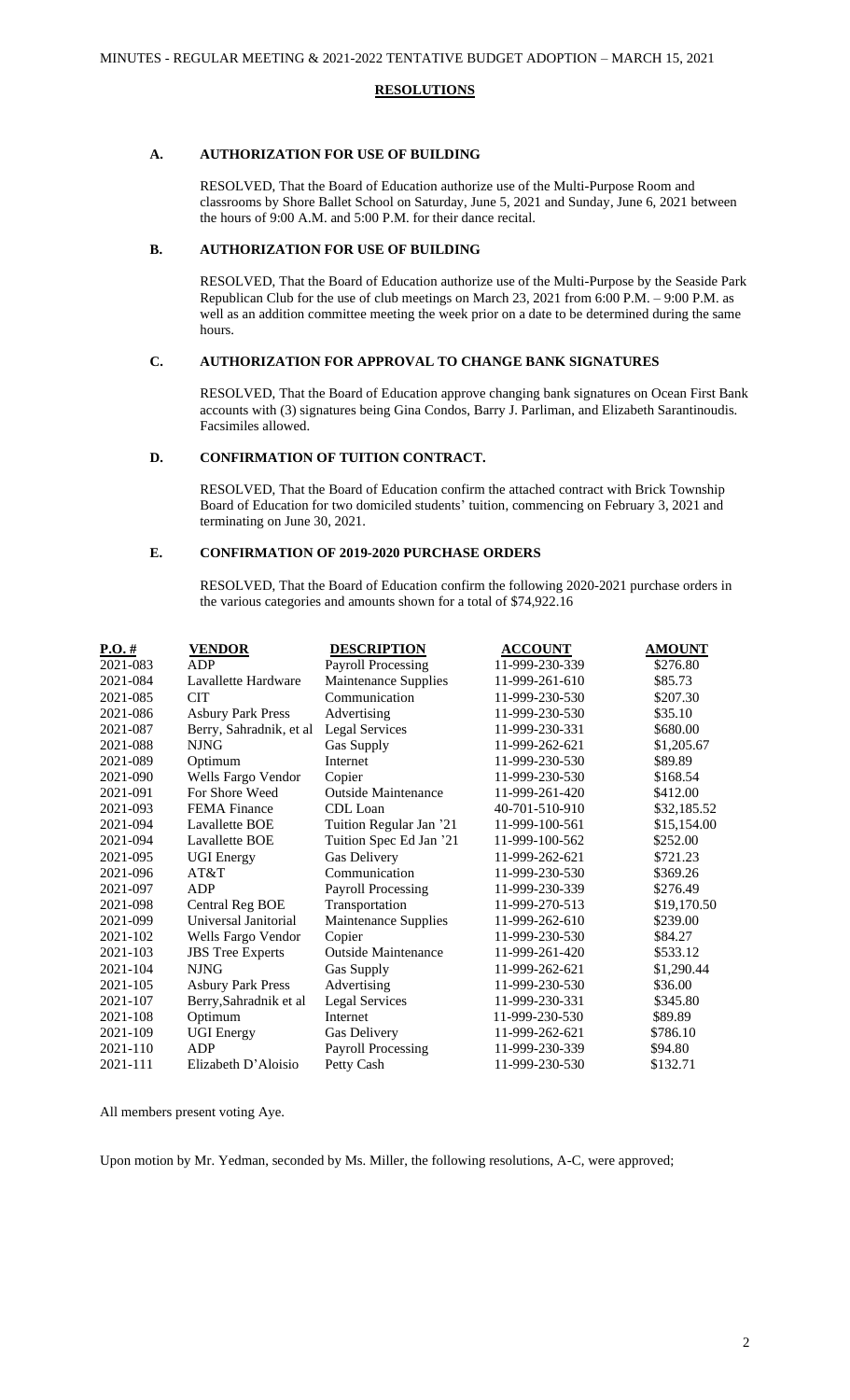## RESOLUTIONS

### A. AUTHORIZATION FOR USE OF BUILDING

RESOLVED, That the Board of Education authorize use of the Multi-Purpose Room and classrooms by Shore Ballet School on Saturday, June 5, 2021 and Sunday, June 6, 2021 between the hours of 9:00 A.M. and 5:00 P.M. for their dance recital.

### B. AUTHORIZATION FOR USE OF BUILDING

RESOLVED, That the Board of Education authorize use of the Multi-Purpose by the Seaside Park Republican Club for the use of club meetings on March 23, 2021 from 6:00 P.M. – 9:00 P.M. as well as an addition committee meeting the week prior on a date to be determined during the same hours.

### C. AUTHORIZATION FOR APPROVAL TO CHANGE BANK SIGNATURES

RESOLVED, That the Board of Education approve changing bank signatures on Ocean First Bank accounts with (3) signatures being Gina Condos, Barry J. Parliman, and Elizabeth Sarantinoudis. Facsimiles allowed.

### D. CONFIRMATION OF TUITION CONTRACT.

RESOLVED, That the Board of Education confirm the attached contract with Brick Township Board of Education for two domiciled students' tuition, commencing on February 3, 2021 and terminating on June 30, 2021.

### E. CONFIRMATION OF 2019-2020 PURCHASE ORDERS

RESOLVED, That the Board of Education confirm the following 2020-2021 purchase orders in the various categories and amounts shown for a total of $74,922.16

| P.O. # | VENDOR | DESCRIPTION | ACCOUNT | AMOUNT |
|---|---|---|---|---|
| 2021-083 | ADP | Payroll Processing | 11-999-230-339 | $276.80 |
| 2021-084 | Lavallette Hardware | Maintenance Supplies | 11-999-261-610 | $85.73 |
| 2021-085 | CIT | Communication | 11-999-230-530 | $207.30 |
| 2021-086 | Asbury Park Press | Advertising | 11-999-230-530 | $35.10 |
| 2021-087 | Berry, Sahradnik, et al | Legal Services | 11-999-230-331 | $680.00 |
| 2021-088 | NJNG | Gas Supply | 11-999-262-621 | $1,205.67 |
| 2021-089 | Optimum | Internet | 11-999-230-530 | $89.89 |
| 2021-090 | Wells Fargo Vendor | Copier | 11-999-230-530 | $168.54 |
| 2021-091 | For Shore Weed | Outside Maintenance | 11-999-261-420 | $412.00 |
| 2021-093 | FEMA Finance | CDL Loan | 40-701-510-910 | $32,185.52 |
| 2021-094 | Lavallette BOE | Tuition Regular Jan '21 | 11-999-100-561 | $15,154.00 |
| 2021-094 | Lavallette BOE | Tuition Spec Ed Jan '21 | 11-999-100-562 | $252.00 |
| 2021-095 | UGI Energy | Gas Delivery | 11-999-262-621 | $721.23 |
| 2021-096 | AT&T | Communication | 11-999-230-530 | $369.26 |
| 2021-097 | ADP | Payroll Processing | 11-999-230-339 | $276.49 |
| 2021-098 | Central Reg BOE | Transportation | 11-999-270-513 | $19,170.50 |
| 2021-099 | Universal Janitorial | Maintenance Supplies | 11-999-262-610 | $239.00 |
| 2021-102 | Wells Fargo Vendor | Copier | 11-999-230-530 | $84.27 |
| 2021-103 | JBS Tree Experts | Outside Maintenance | 11-999-261-420 | $533.12 |
| 2021-104 | NJNG | Gas Supply | 11-999-262-621 | $1,290.44 |
| 2021-105 | Asbury Park Press | Advertising | 11-999-230-530 | $36.00 |
| 2021-107 | Berry,Sahradnik et al | Legal Services | 11-999-230-331 | $345.80 |
| 2021-108 | Optimum | Internet | 11-999-230-530 | $89.89 |
| 2021-109 | UGI Energy | Gas Delivery | 11-999-262-621 | $786.10 |
| 2021-110 | ADP | Payroll Processing | 11-999-230-339 | $94.80 |
| 2021-111 | Elizabeth D'Aloisio | Petty Cash | 11-999-230-530 | $132.71 |

All members present voting Aye.

Upon motion by Mr. Yedman, seconded by Ms. Miller, the following resolutions, A-C, were approved;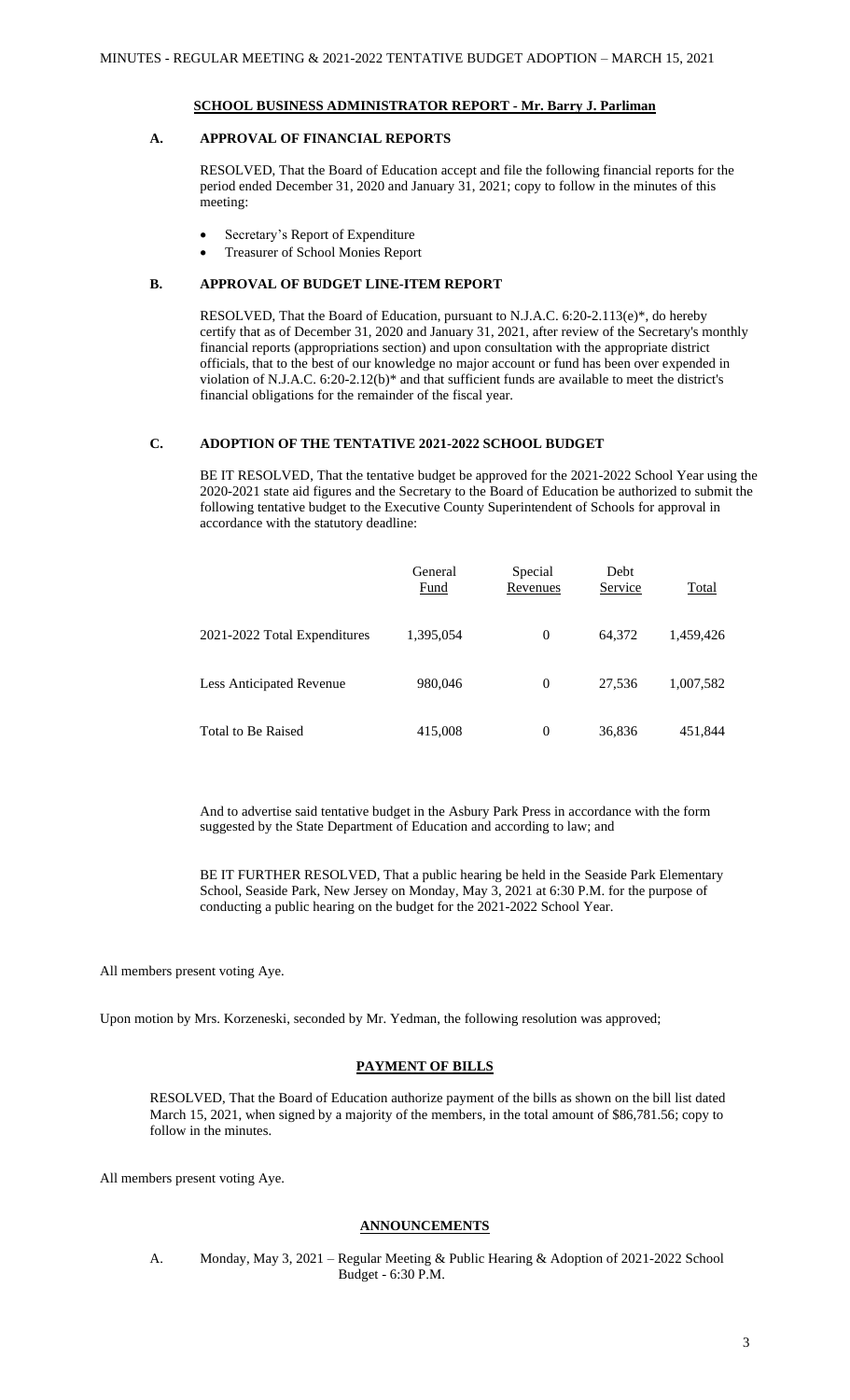**SCHOOL BUSINESS ADMINISTRATOR REPORT - Mr. Barry J. Parliman**

**A. APPROVAL OF FINANCIAL REPORTS**

RESOLVED, That the Board of Education accept and file the following financial reports for the period ended December 31, 2020 and January 31, 2021; copy to follow in the minutes of this meeting:

- Secretary's Report of Expenditure
- Treasurer of School Monies Report

**B. APPROVAL OF BUDGET LINE-ITEM REPORT**

RESOLVED, That the Board of Education, pursuant to N.J.A.C. 6:20-2.113(e)*, do hereby certify that as of December 31, 2020 and January 31, 2021, after review of the Secretary's monthly financial reports (appropriations section) and upon consultation with the appropriate district officials, that to the best of our knowledge no major account or fund has been over expended in violation of N.J.A.C. 6:20-2.12(b)* and that sufficient funds are available to meet the district's financial obligations for the remainder of the fiscal year.

**C. ADOPTION OF THE TENTATIVE 2021-2022 SCHOOL BUDGET**

BE IT RESOLVED, That the tentative budget be approved for the 2021-2022 School Year using the 2020-2021 state aid figures and the Secretary to the Board of Education be authorized to submit the following tentative budget to the Executive County Superintendent of Schools for approval in accordance with the statutory deadline:

| | General Fund | Special Revenues | Debt Service | Total |
|---|---|---|---|---|
| 2021-2022 Total Expenditures | 1,395,054 | 0 | 64,372 | 1,459,426 |
| Less Anticipated Revenue | 980,046 | 0 | 27,536 | 1,007,582 |
| Total to Be Raised | 415,008 | 0 | 36,836 | 451,844 |

And to advertise said tentative budget in the Asbury Park Press in accordance with the form suggested by the State Department of Education and according to law; and

BE IT FURTHER RESOLVED, That a public hearing be held in the Seaside Park Elementary School, Seaside Park, New Jersey on Monday, May 3, 2021 at 6:30 P.M. for the purpose of conducting a public hearing on the budget for the 2021-2022 School Year.

All members present voting Aye.

Upon motion by Mrs. Korzeneski, seconded by Mr. Yedman, the following resolution was approved;

**PAYMENT OF BILLS**

RESOLVED, That the Board of Education authorize payment of the bills as shown on the bill list dated March 15, 2021, when signed by a majority of the members, in the total amount of $86,781.56; copy to follow in the minutes.

All members present voting Aye.

**ANNOUNCEMENTS**

A. Monday, May 3, 2021 – Regular Meeting & Public Hearing & Adoption of 2021-2022 School Budget - 6:30 P.M.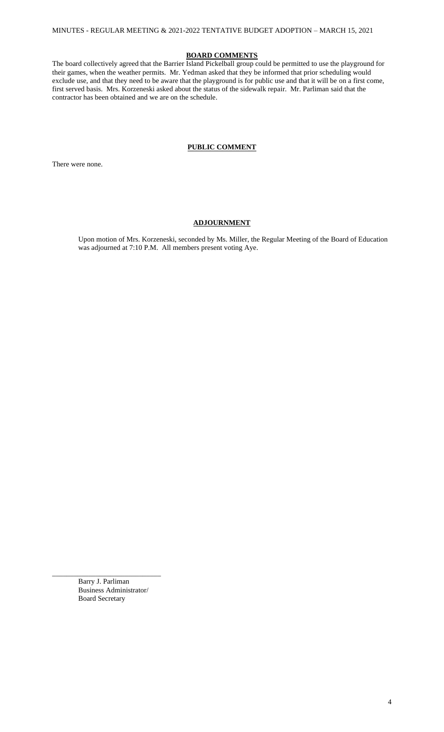## BOARD COMMENTS

The board collectively agreed that the Barrier Island Pickelball group could be permitted to use the playground for their games, when the weather permits. Mr. Yedman asked that they be informed that prior scheduling would exclude use, and that they need to be aware that the playground is for public use and that it will be on a first come, first served basis. Mrs. Korzeneski asked about the status of the sidewalk repair. Mr. Parliman said that the contractor has been obtained and we are on the schedule.

## PUBLIC COMMENT

There were none.

## ADJOURNMENT

Upon motion of Mrs. Korzeneski, seconded by Ms. Miller, the Regular Meeting of the Board of Education was adjourned at 7:10 P.M. All members present voting Aye.

\_\_\_\_\_\_\_\_\_\_\_\_\_\_\_\_\_\_\_\_\_\_\_\_\_\_\_\_\_\_

Barry J. Parliman
Business Administrator/
Board Secretary